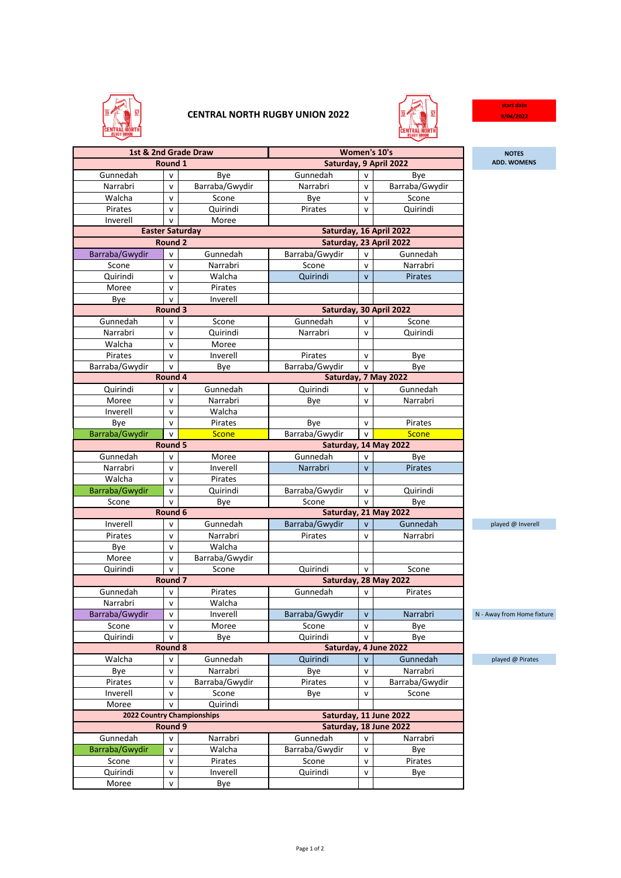# CENTRAL NORTH RUGBY UNION 2022

start date
9/04/2022

| 1st & 2nd Grade Draw | | | Women's 10's | | | NOTES ADD. WOMENS |
|---|---|---|---|---|---|---|
| Round 1 | | | Saturday, 9 April 2022 | | | |
| Gunnedah | v | Bye | Gunnedah | v | Bye | |
| Narrabri | v | Barraba/Gwydir | Narrabri | v | Barraba/Gwydir | |
| Walcha | v | Scone | Bye | v | Scone | |
| Pirates | v | Quirindi | Pirates | v | Quirindi | |
| Inverell | v | Moree | | | | |
| Easter Saturday | | | Saturday, 16 April 2022 | | | |
| Round 2 | | | Saturday, 23 April 2022 | | | |
| Barraba/Gwydir | v | Gunnedah | Barraba/Gwydir | v | Gunnedah | |
| Scone | v | Narrabri | Scone | v | Narrabri | |
| Quirindi | v | Walcha | Quirindi | v | Pirates | |
| Moree | v | Pirates | | | | |
| Bye | v | Inverell | | | | |
| Round 3 | | | Saturday, 30 April 2022 | | | |
| Gunnedah | v | Scone | Gunnedah | v | Scone | |
| Narrabri | v | Quirindi | Narrabri | v | Quirindi | |
| Walcha | v | Moree | | | | |
| Pirates | v | Inverell | Pirates | v | Bye | |
| Barraba/Gwydir | v | Bye | Barraba/Gwydir | v | Bye | |
| Round 4 | | | Saturday, 7 May 2022 | | | |
| Quirindi | v | Gunnedah | Quirindi | v | Gunnedah | |
| Moree | v | Narrabri | Bye | v | Narrabri | |
| Inverell | v | Walcha | | | | |
| Bye | v | Pirates | Bye | v | Pirates | |
| Barraba/Gwydir | v | Scone | Barraba/Gwydir | v | Scone | |
| Round 5 | | | Saturday, 14 May 2022 | | | |
| Gunnedah | v | Moree | Gunnedah | v | Bye | |
| Narrabri | v | Inverell | Narrabri | v | Pirates | |
| Walcha | v | Pirates | | | | |
| Barraba/Gwydir | v | Quirindi | Barraba/Gwydir | v | Quirindi | |
| Scone | v | Bye | Scone | v | Bye | |
| Round 6 | | | Saturday, 21 May 2022 | | | |
| Inverell | v | Gunnedah | Barraba/Gwydir | v | Gunnedah | played @ Inverell |
| Pirates | v | Narrabri | Pirates | v | Narrabri | |
| Bye | v | Walcha | | | | |
| Moree | v | Barraba/Gwydir | | | | |
| Quirindi | v | Scone | Quirindi | v | Scone | |
| Round 7 | | | Saturday, 28 May 2022 | | | |
| Gunnedah | v | Pirates | Gunnedah | v | Pirates | |
| Narrabri | v | Walcha | | | | |
| Barraba/Gwydir | v | Inverell | Barraba/Gwydir | v | Narrabri | N - Away from Home fixture |
| Scone | v | Moree | Scone | v | Bye | |
| Quirindi | v | Bye | Quirindi | v | Bye | |
| Round 8 | | | Saturday, 4 June 2022 | | | |
| Walcha | v | Gunnedah | Quirindi | v | Gunnedah | played @ Pirates |
| Bye | v | Narrabri | Bye | v | Narrabri | |
| Pirates | v | Barraba/Gwydir | Pirates | v | Barraba/Gwydir | |
| Inverell | v | Scone | Bye | v | Scone | |
| Moree | v | Quirindi | | | | |
| 2022 Country Championships | | | Saturday, 11 June 2022 | | | |
| Round 9 | | | Saturday, 18 June 2022 | | | |
| Gunnedah | v | Narrabri | Gunnedah | v | Narrabri | |
| Barraba/Gwydir | v | Walcha | Barraba/Gwydir | v | Bye | |
| Scone | v | Pirates | Scone | v | Pirates | |
| Quirindi | v | Inverell | Quirindi | v | Bye | |
| Moree | v | Bye | | | | |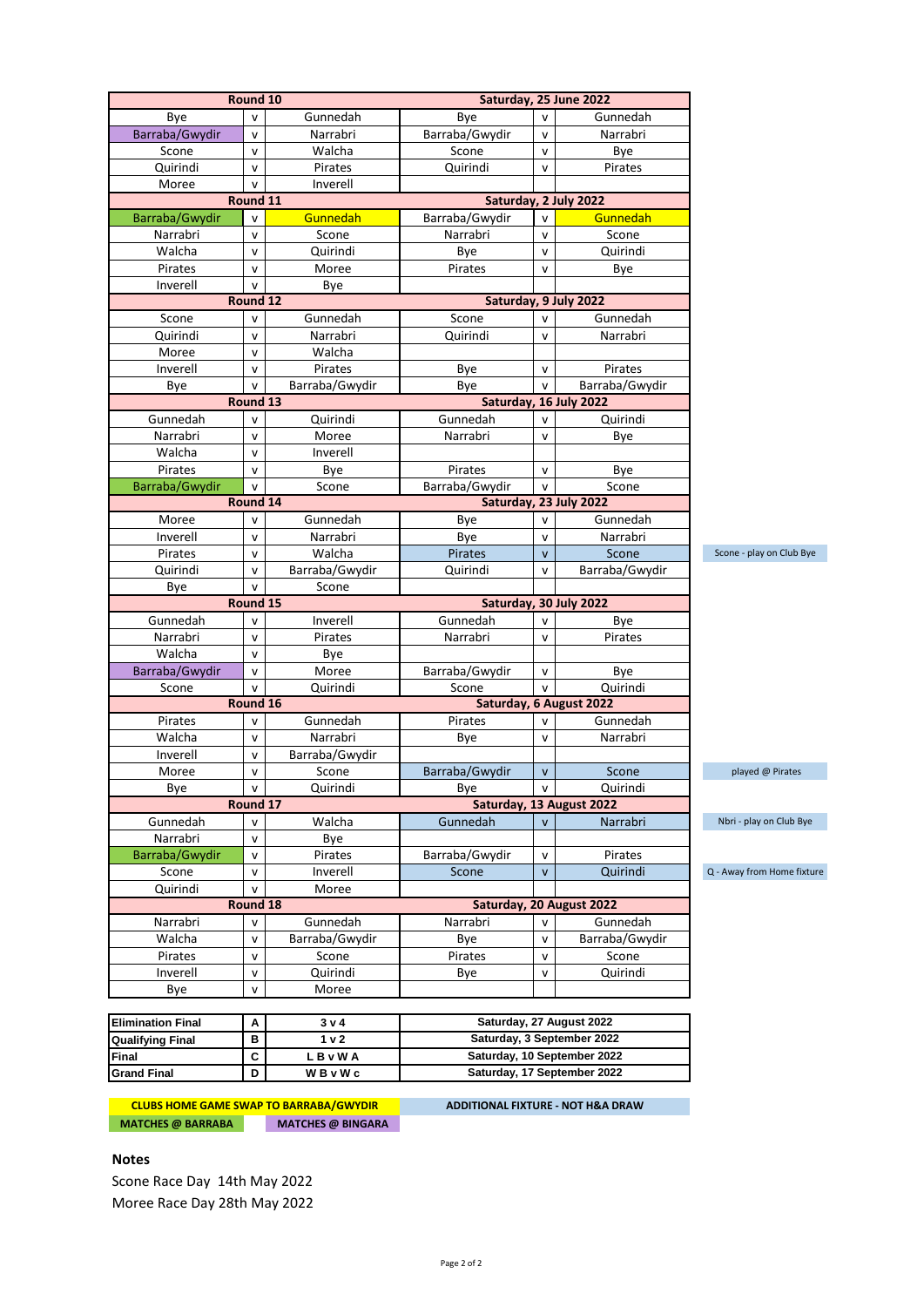| Round 10 | | | Saturday, 25 June 2022 | | | |
|---|---|---|---|---|---|---|
| Bye | v | Gunnedah | Bye | v | Gunnedah | |
| Barraba/Gwydir | v | Narrabri | Barraba/Gwydir | v | Narrabri | |
| Scone | v | Walcha | Scone | v | Bye | |
| Quirindi | v | Pirates | Quirindi | v | Pirates | |
| Moree | v | Inverell | | | | |
| **Round 11** | | | **Saturday, 2 July 2022** | | | |
| Barraba/Gwydir | v | Gunnedah | Barraba/Gwydir | v | Gunnedah | |
| Narrabri | v | Scone | Narrabri | v | Scone | |
| Walcha | v | Quirindi | Bye | v | Quirindi | |
| Pirates | v | Moree | Pirates | v | Bye | |
| Inverell | v | Bye | | | | |
| **Round 12** | | | **Saturday, 9 July 2022** | | | |
| Scone | v | Gunnedah | Scone | v | Gunnedah | |
| Quirindi | v | Narrabri | Quirindi | v | Narrabri | |
| Moree | v | Walcha | | | | |
| Inverell | v | Pirates | Bye | v | Pirates | |
| Bye | v | Barraba/Gwydir | Bye | v | Barraba/Gwydir | |
| **Round 13** | | | **Saturday, 16 July 2022** | | | |
| Gunnedah | v | Quirindi | Gunnedah | v | Quirindi | |
| Narrabri | v | Moree | Narrabri | v | Bye | |
| Walcha | v | Inverell | | | | |
| Pirates | v | Bye | Pirates | v | Bye | |
| Barraba/Gwydir | v | Scone | Barraba/Gwydir | v | Scone | |
| **Round 14** | | | **Saturday, 23 July 2022** | | | |
| Moree | v | Gunnedah | Bye | v | Gunnedah | |
| Inverell | v | Narrabri | Bye | v | Narrabri | |
| Pirates | v | Walcha | Pirates | v | Scone | Scone - play on Club Bye |
| Quirindi | v | Barraba/Gwydir | Quirindi | v | Barraba/Gwydir | |
| Bye | v | Scone | | | | |
| **Round 15** | | | **Saturday, 30 July 2022** | | | |
| Gunnedah | v | Inverell | Gunnedah | v | Bye | |
| Narrabri | v | Pirates | Narrabri | v | Pirates | |
| Walcha | v | Bye | | | | |
| Barraba/Gwydir | v | Moree | Barraba/Gwydir | v | Bye | |
| Scone | v | Quirindi | Scone | v | Quirindi | |
| **Round 16** | | | **Saturday, 6 August 2022** | | | |
| Pirates | v | Gunnedah | Pirates | v | Gunnedah | |
| Walcha | v | Narrabri | Bye | v | Narrabri | |
| Inverell | v | Barraba/Gwydir | | | | |
| Moree | v | Scone | Barraba/Gwydir | v | Scone | played @ Pirates |
| Bye | v | Quirindi | Bye | v | Quirindi | |
| **Round 17** | | | **Saturday, 13 August 2022** | | | |
| Gunnedah | v | Walcha | Gunnedah | v | Narrabri | Nbri - play on Club Bye |
| Narrabri | v | Bye | | | | |
| Barraba/Gwydir | v | Pirates | Barraba/Gwydir | v | Pirates | |
| Scone | v | Inverell | Scone | v | Quirindi | Q - Away from Home fixture |
| Quirindi | v | Moree | | | | |
| **Round 18** | | | **Saturday, 20 August 2022** | | | |
| Narrabri | v | Gunnedah | Narrabri | v | Gunnedah | |
| Walcha | v | Barraba/Gwydir | Bye | v | Barraba/Gwydir | |
| Pirates | v | Scone | Pirates | v | Scone | |
| Inverell | v | Quirindi | Bye | v | Quirindi | |
| Bye | v | Moree | | | | |

| | | | |
|---|---|---|---|
| **Elimination Final** | **A** | **3 v 4** | **Saturday, 27 August 2022** |
| **Qualifying Final** | **B** | **1 v 2** | **Saturday, 3 September 2022** |
| **Final** | **C** | **L B v W A** | **Saturday, 10 September 2022** |
| **Grand Final** | **D** | **W B v W c** | **Saturday, 17 September 2022** |

**CLUBS HOME GAME SWAP TO BARRABA/GWYDIR**

**ADDITIONAL FIXTURE - NOT H&A DRAW**

**MATCHES @ BARRABA**

**MATCHES @ BINGARA**

## Notes

Scone Race Day 14th May 2022

Moree Race Day 28th May 2022